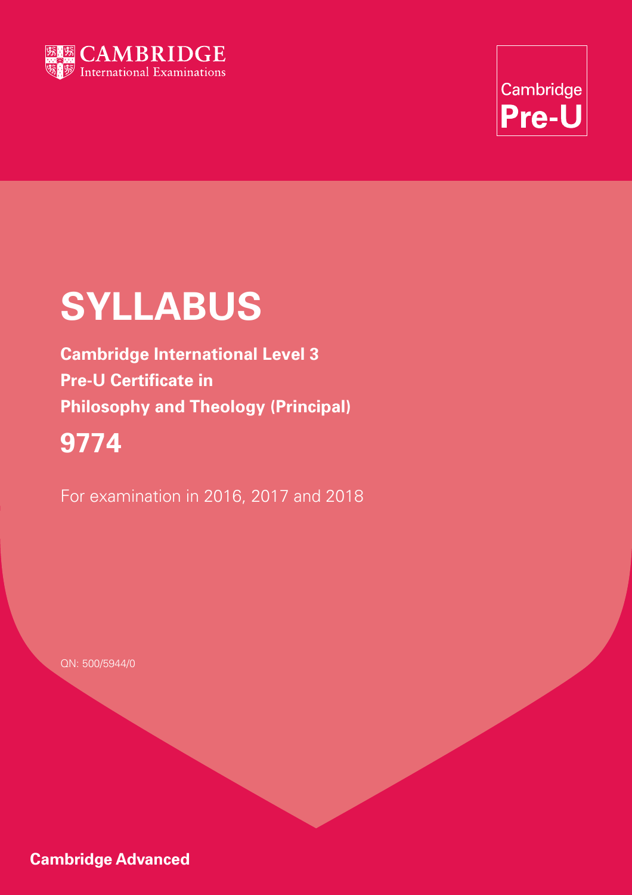CAMBRIDGE
International Examinations

Cambridge
**Pre-U**

# SYLLABUS

**Cambridge International Level 3**
**Pre-U Certificate in**
**Philosophy and Theology (Principal)**

## 9774

For examination in 2016, 2017 and 2018

QN: 500/5944/0

**Cambridge Advanced**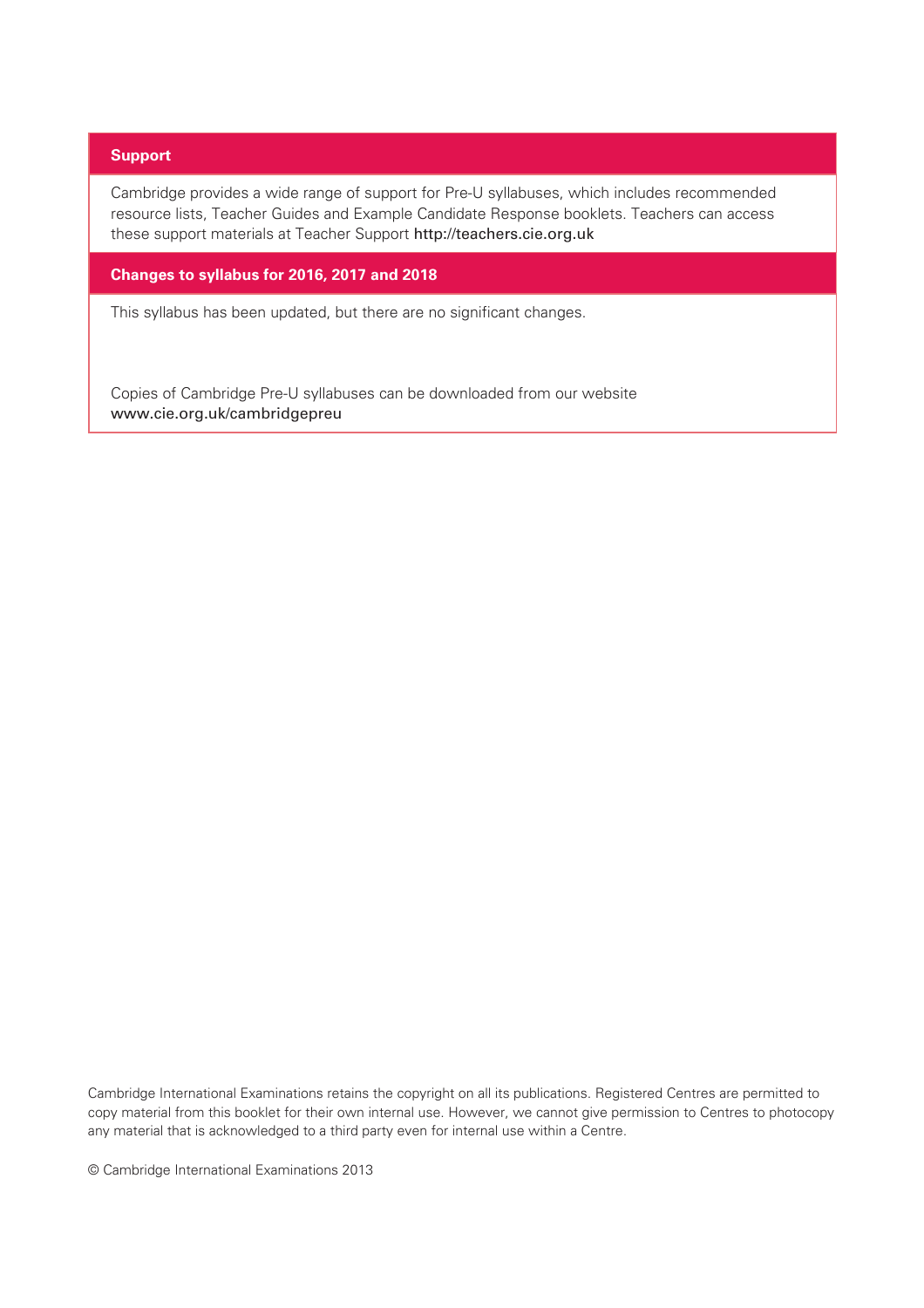## Support

Cambridge provides a wide range of support for Pre-U syllabuses, which includes recommended resource lists, Teacher Guides and Example Candidate Response booklets. Teachers can access these support materials at Teacher Support http://teachers.cie.org.uk

## Changes to syllabus for 2016, 2017 and 2018

This syllabus has been updated, but there are no significant changes.

Copies of Cambridge Pre-U syllabuses can be downloaded from our website www.cie.org.uk/cambridgepreu

Cambridge International Examinations retains the copyright on all its publications. Registered Centres are permitted to copy material from this booklet for their own internal use. However, we cannot give permission to Centres to photocopy any material that is acknowledged to a third party even for internal use within a Centre.

© Cambridge International Examinations 2013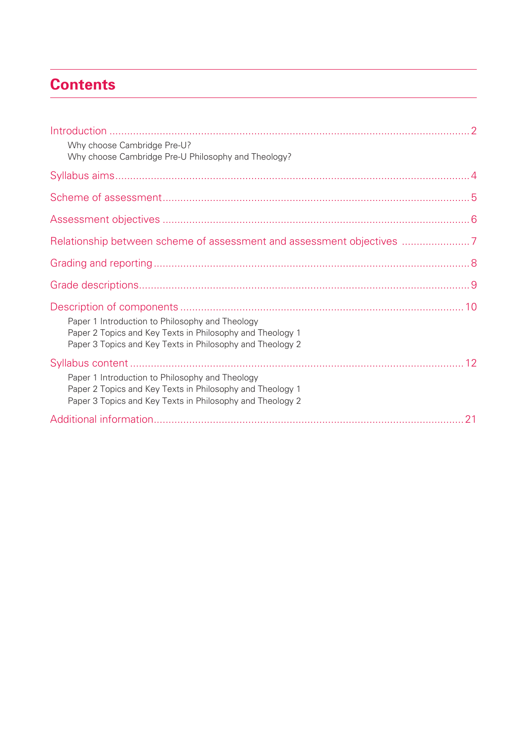# Contents

Introduction ........ 2
- Why choose Cambridge Pre-U?
- Why choose Cambridge Pre-U Philosophy and Theology?

Syllabus aims ........ 4

Scheme of assessment ........ 5

Assessment objectives ........ 6

Relationship between scheme of assessment and assessment objectives ........ 7

Grading and reporting ........ 8

Grade descriptions ........ 9

Description of components ........ 10
- Paper 1 Introduction to Philosophy and Theology
- Paper 2 Topics and Key Texts in Philosophy and Theology 1
- Paper 3 Topics and Key Texts in Philosophy and Theology 2

Syllabus content ........ 12
- Paper 1 Introduction to Philosophy and Theology
- Paper 2 Topics and Key Texts in Philosophy and Theology 1
- Paper 3 Topics and Key Texts in Philosophy and Theology 2

Additional information ........ 21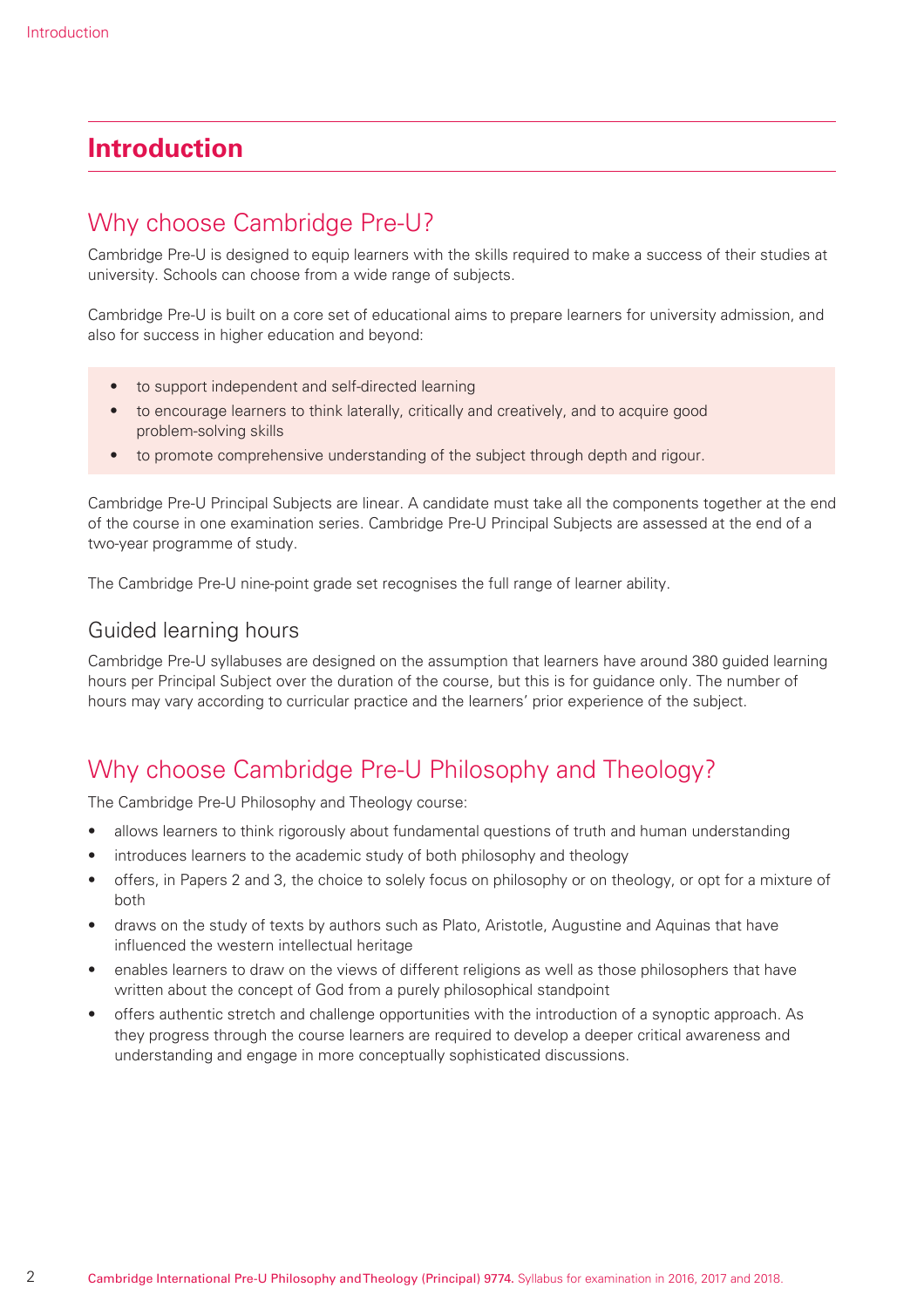# Introduction

## Why choose Cambridge Pre-U?

Cambridge Pre-U is designed to equip learners with the skills required to make a success of their studies at university. Schools can choose from a wide range of subjects.

Cambridge Pre-U is built on a core set of educational aims to prepare learners for university admission, and also for success in higher education and beyond:

- to support independent and self-directed learning
- to encourage learners to think laterally, critically and creatively, and to acquire good problem-solving skills
- to promote comprehensive understanding of the subject through depth and rigour.

Cambridge Pre-U Principal Subjects are linear. A candidate must take all the components together at the end of the course in one examination series. Cambridge Pre-U Principal Subjects are assessed at the end of a two-year programme of study.

The Cambridge Pre-U nine-point grade set recognises the full range of learner ability.

### Guided learning hours

Cambridge Pre-U syllabuses are designed on the assumption that learners have around 380 guided learning hours per Principal Subject over the duration of the course, but this is for guidance only. The number of hours may vary according to curricular practice and the learners' prior experience of the subject.

## Why choose Cambridge Pre-U Philosophy and Theology?

The Cambridge Pre-U Philosophy and Theology course:

- allows learners to think rigorously about fundamental questions of truth and human understanding
- introduces learners to the academic study of both philosophy and theology
- offers, in Papers 2 and 3, the choice to solely focus on philosophy or on theology, or opt for a mixture of both
- draws on the study of texts by authors such as Plato, Aristotle, Augustine and Aquinas that have influenced the western intellectual heritage
- enables learners to draw on the views of different religions as well as those philosophers that have written about the concept of God from a purely philosophical standpoint
- offers authentic stretch and challenge opportunities with the introduction of a synoptic approach. As they progress through the course learners are required to develop a deeper critical awareness and understanding and engage in more conceptually sophisticated discussions.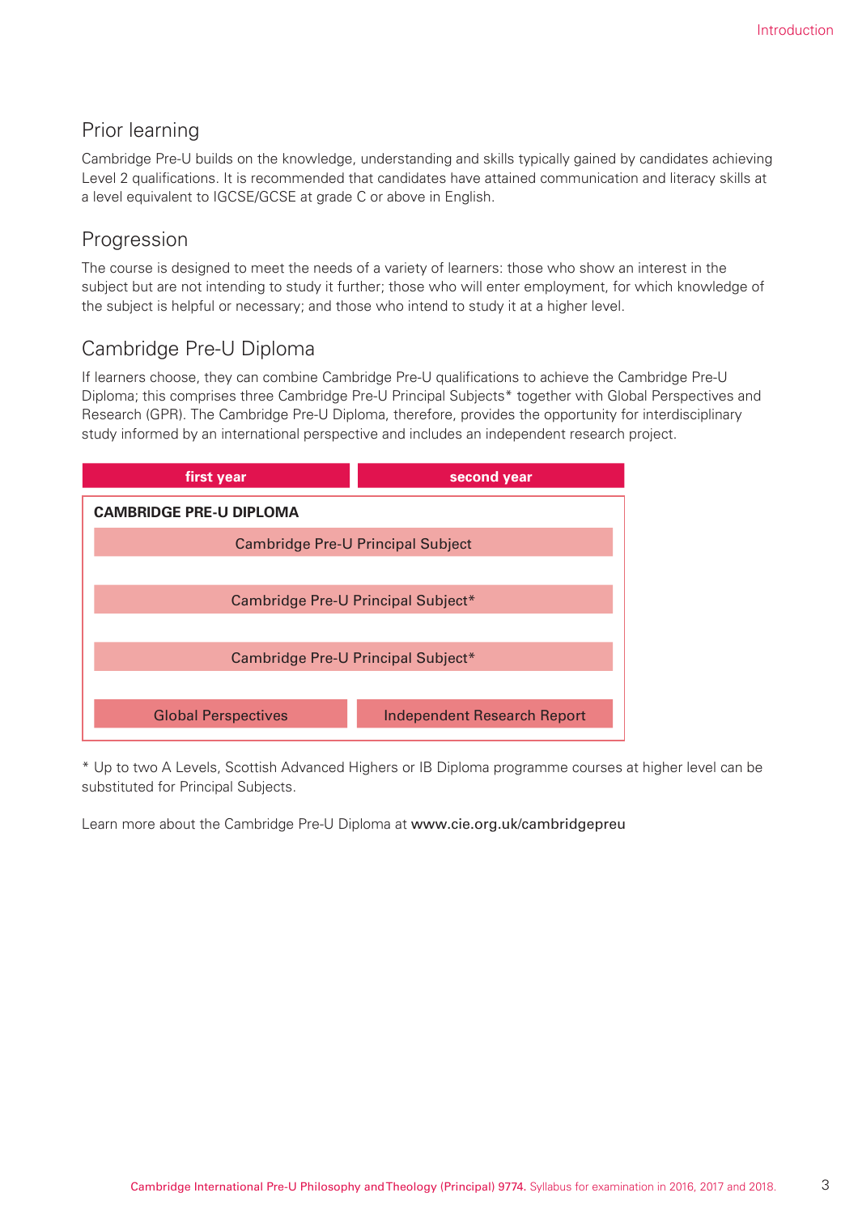## Prior learning

Cambridge Pre-U builds on the knowledge, understanding and skills typically gained by candidates achieving Level 2 qualifications. It is recommended that candidates have attained communication and literacy skills at a level equivalent to IGCSE/GCSE at grade C or above in English.

## Progression

The course is designed to meet the needs of a variety of learners: those who show an interest in the subject but are not intending to study it further; those who will enter employment, for which knowledge of the subject is helpful or necessary; and those who intend to study it at a higher level.

## Cambridge Pre-U Diploma

If learners choose, they can combine Cambridge Pre-U qualifications to achieve the Cambridge Pre-U Diploma; this comprises three Cambridge Pre-U Principal Subjects* together with Global Perspectives and Research (GPR). The Cambridge Pre-U Diploma, therefore, provides the opportunity for interdisciplinary study informed by an international perspective and includes an independent research project.

| first year | second year |
|---|---|
| **CAMBRIDGE PRE-U DIPLOMA** | |
| Cambridge Pre-U Principal Subject | |
| Cambridge Pre-U Principal Subject* | |
| Cambridge Pre-U Principal Subject* | |
| Global Perspectives | Independent Research Report |

* Up to two A Levels, Scottish Advanced Highers or IB Diploma programme courses at higher level can be substituted for Principal Subjects.

Learn more about the Cambridge Pre-U Diploma at www.cie.org.uk/cambridgepreu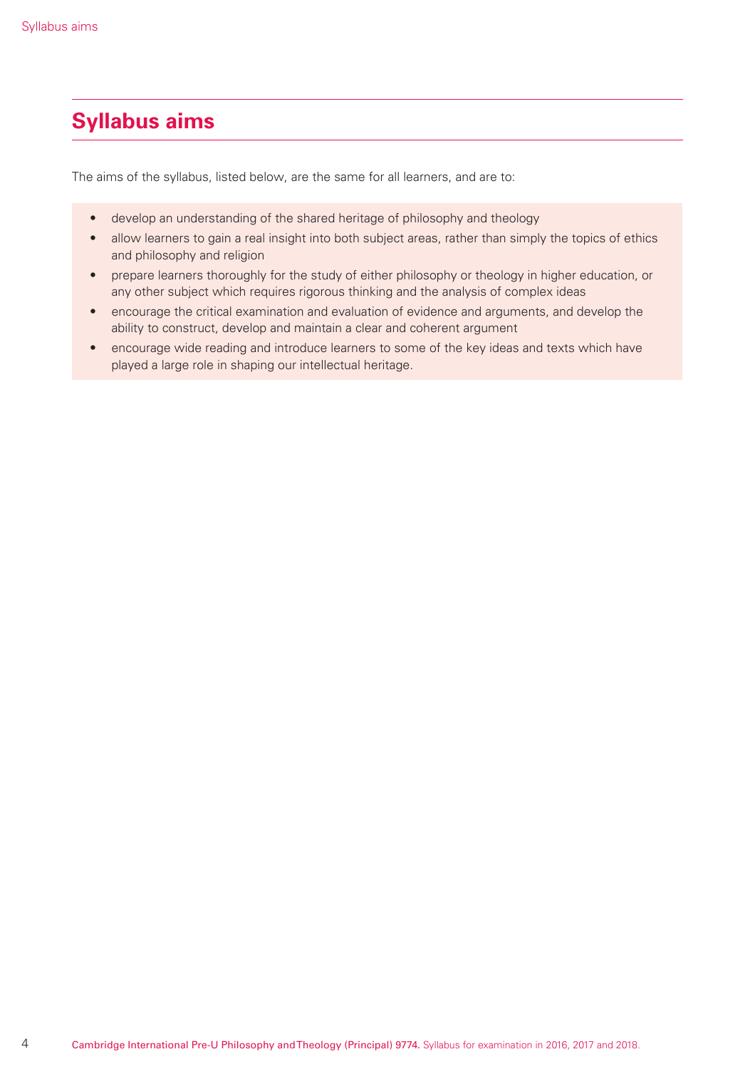## Syllabus aims

The aims of the syllabus, listed below, are the same for all learners, and are to:

- develop an understanding of the shared heritage of philosophy and theology
- allow learners to gain a real insight into both subject areas, rather than simply the topics of ethics and philosophy and religion
- prepare learners thoroughly for the study of either philosophy or theology in higher education, or any other subject which requires rigorous thinking and the analysis of complex ideas
- encourage the critical examination and evaluation of evidence and arguments, and develop the ability to construct, develop and maintain a clear and coherent argument
- encourage wide reading and introduce learners to some of the key ideas and texts which have played a large role in shaping our intellectual heritage.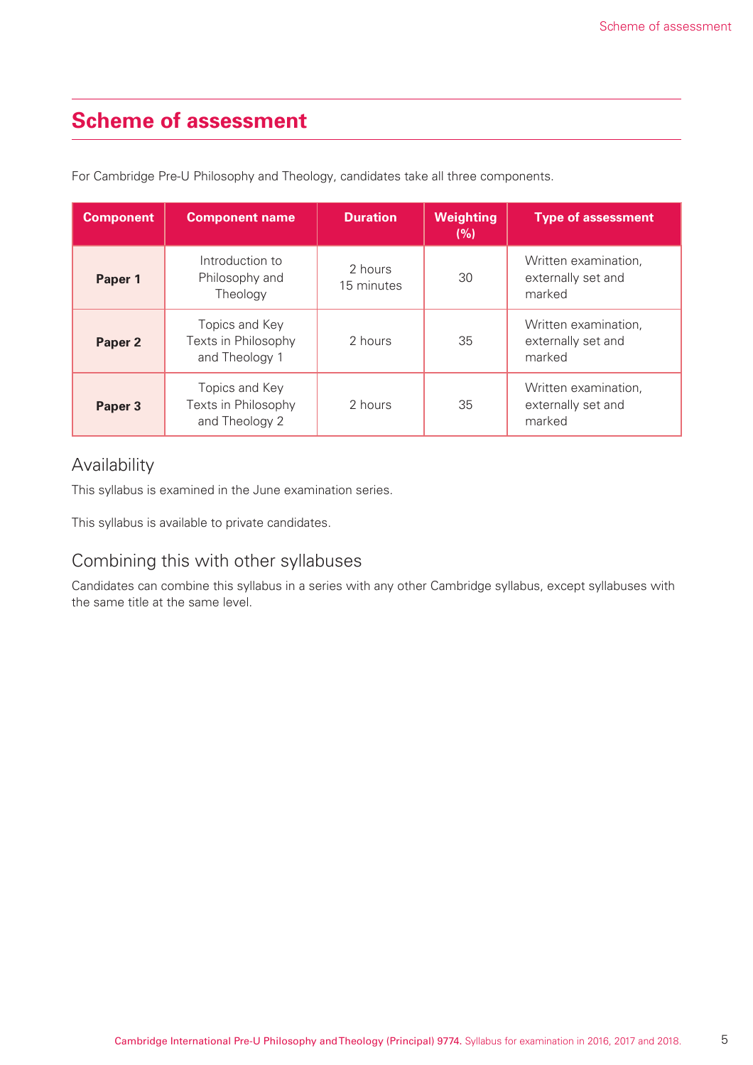# Scheme of assessment

For Cambridge Pre-U Philosophy and Theology, candidates take all three components.

| Component | Component name | Duration | Weighting (%) | Type of assessment |
|---|---|---|---|---|
| **Paper 1** | Introduction to Philosophy and Theology | 2 hours 15 minutes | 30 | Written examination, externally set and marked |
| **Paper 2** | Topics and Key Texts in Philosophy and Theology 1 | 2 hours | 35 | Written examination, externally set and marked |
| **Paper 3** | Topics and Key Texts in Philosophy and Theology 2 | 2 hours | 35 | Written examination, externally set and marked |

## Availability

This syllabus is examined in the June examination series.

This syllabus is available to private candidates.

## Combining this with other syllabuses

Candidates can combine this syllabus in a series with any other Cambridge syllabus, except syllabuses with the same title at the same level.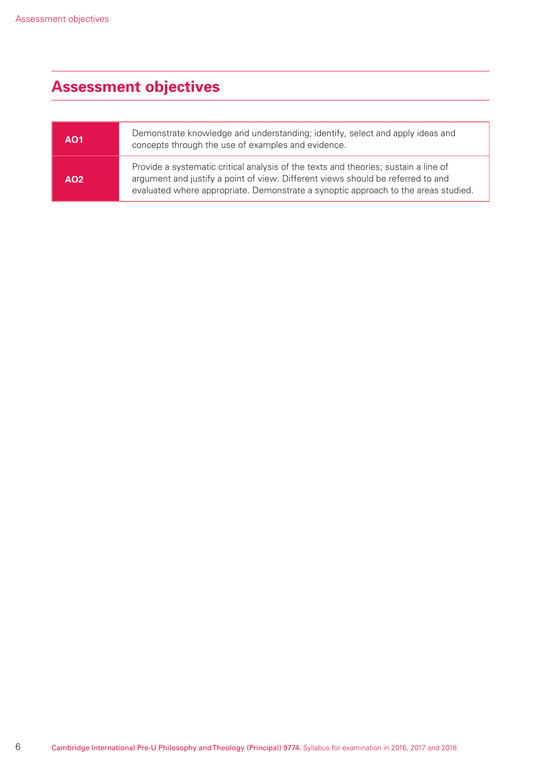## Assessment objectives

| | |
|---|---|
| **AO1** | Demonstrate knowledge and understanding; identify, select and apply ideas and concepts through the use of examples and evidence. |
| **AO2** | Provide a systematic critical analysis of the texts and theories; sustain a line of argument and justify a point of view. Different views should be referred to and evaluated where appropriate. Demonstrate a synoptic approach to the areas studied. |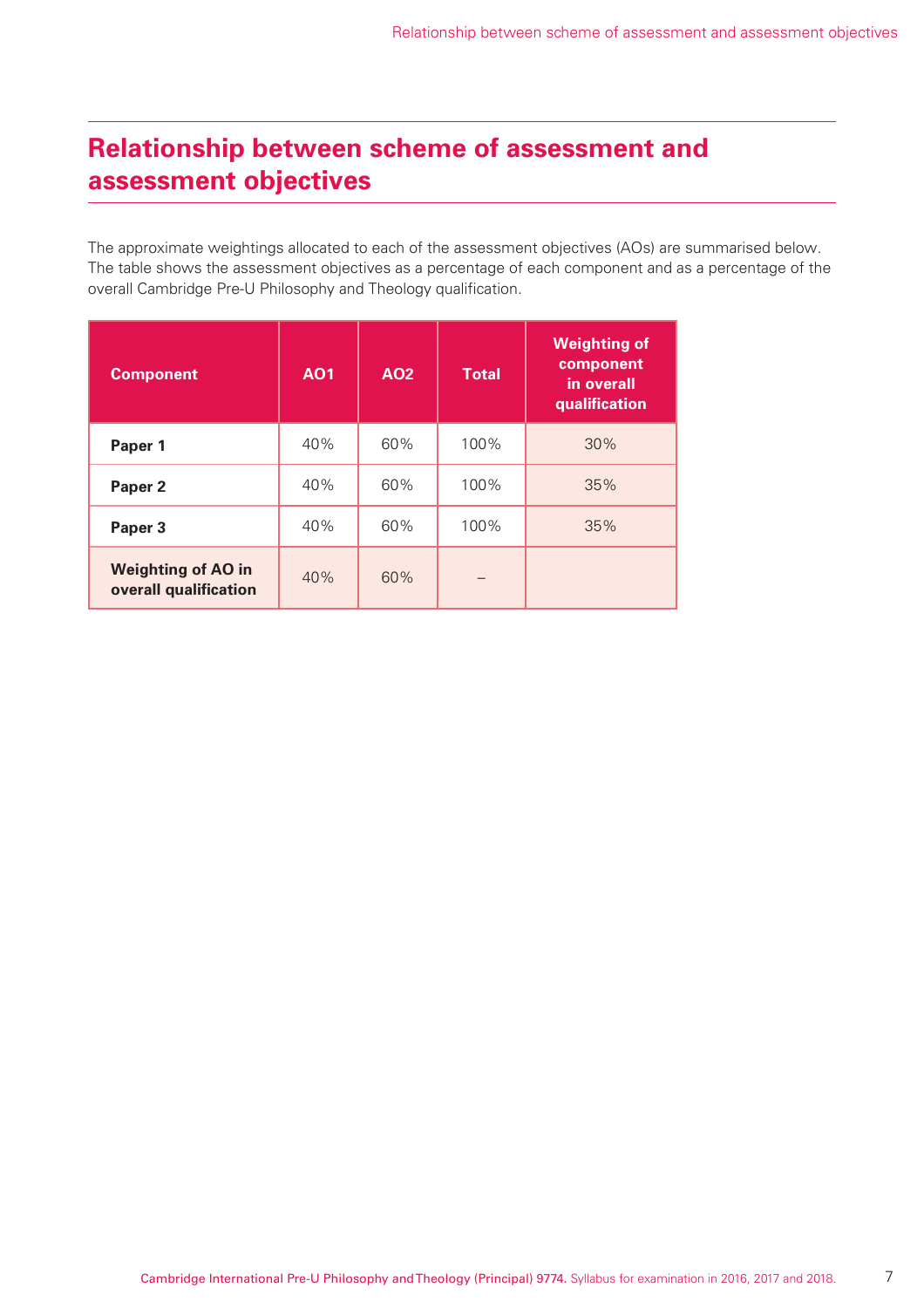## Relationship between scheme of assessment and assessment objectives

The approximate weightings allocated to each of the assessment objectives (AOs) are summarised below. The table shows the assessment objectives as a percentage of each component and as a percentage of the overall Cambridge Pre-U Philosophy and Theology qualification.

| Component | AO1 | AO2 | Total | Weighting of component in overall qualification |
|---|---|---|---|---|
| **Paper 1** | 40% | 60% | 100% | 30% |
| **Paper 2** | 40% | 60% | 100% | 35% |
| **Paper 3** | 40% | 60% | 100% | 35% |
| **Weighting of AO in overall qualification** | 40% | 60% | – | |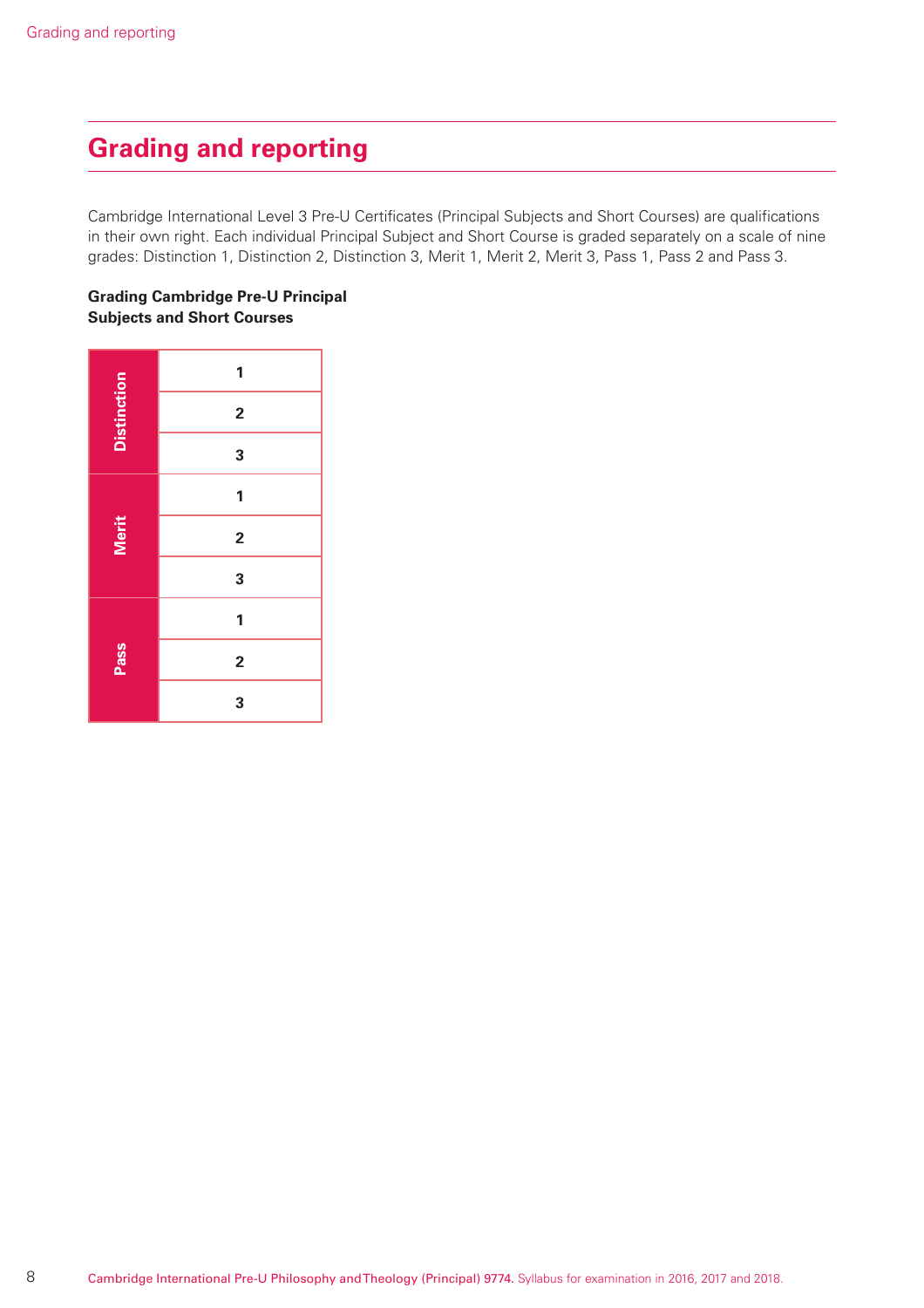## Grading and reporting

Cambridge International Level 3 Pre-U Certificates (Principal Subjects and Short Courses) are qualifications in their own right. Each individual Principal Subject and Short Course is graded separately on a scale of nine grades: Distinction 1, Distinction 2, Distinction 3, Merit 1, Merit 2, Merit 3, Pass 1, Pass 2 and Pass 3.

**Grading Cambridge Pre-U Principal Subjects and Short Courses**

| | |
|---|---|
| Distinction | 1 |
| | 2 |
| | 3 |
| Merit | 1 |
| | 2 |
| | 3 |
| Pass | 1 |
| | 2 |
| | 3 |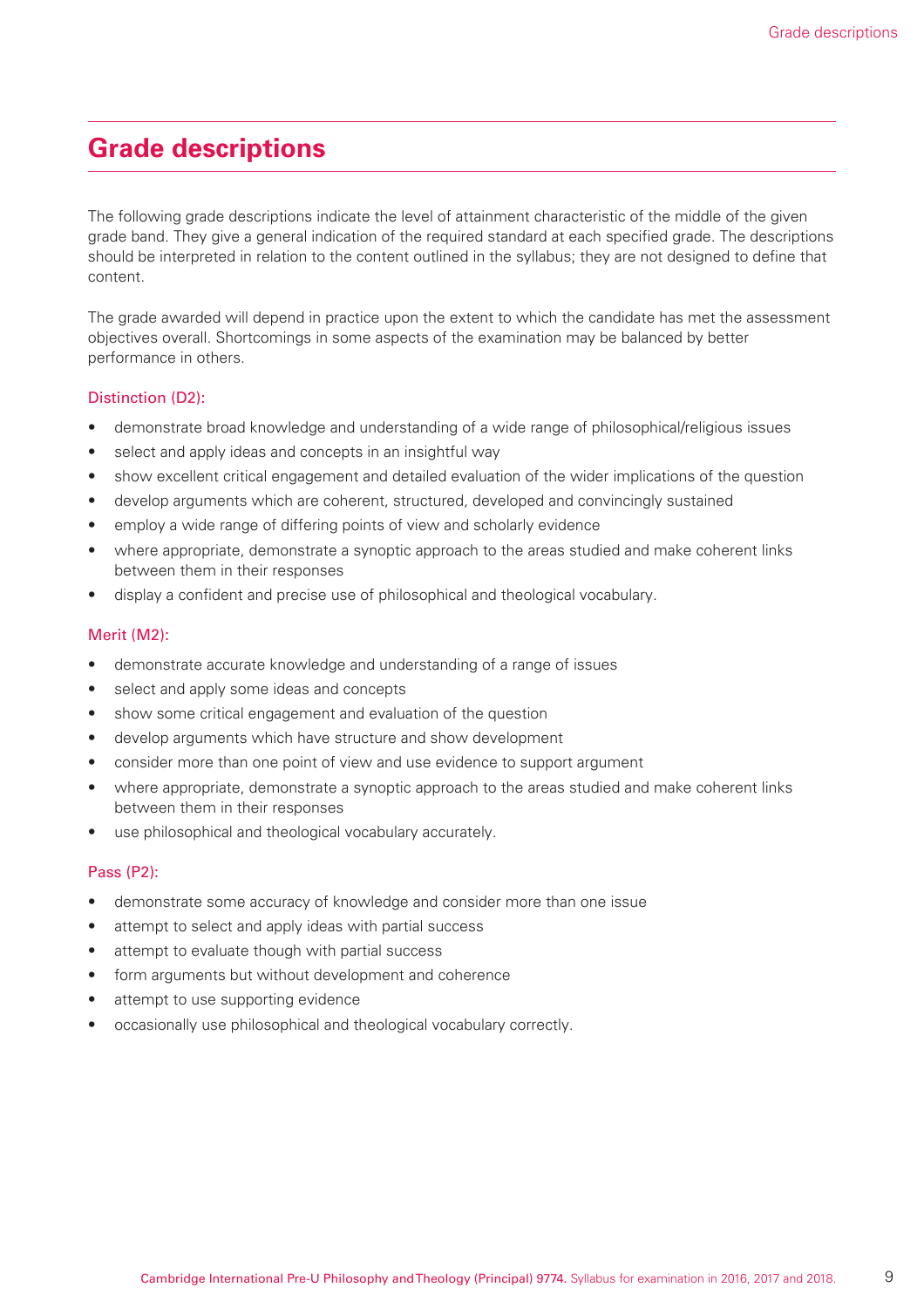# Grade descriptions

The following grade descriptions indicate the level of attainment characteristic of the middle of the given grade band. They give a general indication of the required standard at each specified grade. The descriptions should be interpreted in relation to the content outlined in the syllabus; they are not designed to define that content.

The grade awarded will depend in practice upon the extent to which the candidate has met the assessment objectives overall. Shortcomings in some aspects of the examination may be balanced by better performance in others.

### Distinction (D2):

- demonstrate broad knowledge and understanding of a wide range of philosophical/religious issues
- select and apply ideas and concepts in an insightful way
- show excellent critical engagement and detailed evaluation of the wider implications of the question
- develop arguments which are coherent, structured, developed and convincingly sustained
- employ a wide range of differing points of view and scholarly evidence
- where appropriate, demonstrate a synoptic approach to the areas studied and make coherent links between them in their responses
- display a confident and precise use of philosophical and theological vocabulary.

### Merit (M2):

- demonstrate accurate knowledge and understanding of a range of issues
- select and apply some ideas and concepts
- show some critical engagement and evaluation of the question
- develop arguments which have structure and show development
- consider more than one point of view and use evidence to support argument
- where appropriate, demonstrate a synoptic approach to the areas studied and make coherent links between them in their responses
- use philosophical and theological vocabulary accurately.

### Pass (P2):

- demonstrate some accuracy of knowledge and consider more than one issue
- attempt to select and apply ideas with partial success
- attempt to evaluate though with partial success
- form arguments but without development and coherence
- attempt to use supporting evidence
- occasionally use philosophical and theological vocabulary correctly.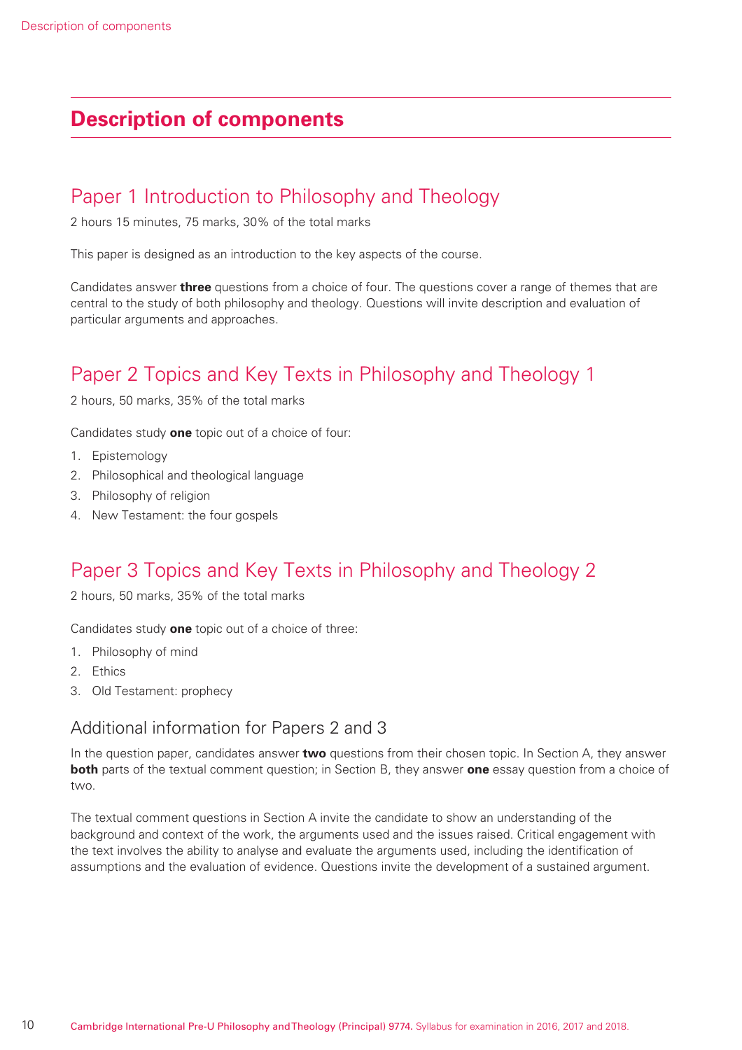# Description of components

## Paper 1 Introduction to Philosophy and Theology

2 hours 15 minutes, 75 marks, 30% of the total marks

This paper is designed as an introduction to the key aspects of the course.

Candidates answer **three** questions from a choice of four. The questions cover a range of themes that are central to the study of both philosophy and theology. Questions will invite description and evaluation of particular arguments and approaches.

## Paper 2 Topics and Key Texts in Philosophy and Theology 1

2 hours, 50 marks, 35% of the total marks

Candidates study **one** topic out of a choice of four:

1. Epistemology
2. Philosophical and theological language
3. Philosophy of religion
4. New Testament: the four gospels

## Paper 3 Topics and Key Texts in Philosophy and Theology 2

2 hours, 50 marks, 35% of the total marks

Candidates study **one** topic out of a choice of three:

1. Philosophy of mind
2. Ethics
3. Old Testament: prophecy

### Additional information for Papers 2 and 3

In the question paper, candidates answer **two** questions from their chosen topic. In Section A, they answer **both** parts of the textual comment question; in Section B, they answer **one** essay question from a choice of two.

The textual comment questions in Section A invite the candidate to show an understanding of the background and context of the work, the arguments used and the issues raised. Critical engagement with the text involves the ability to analyse and evaluate the arguments used, including the identification of assumptions and the evaluation of evidence. Questions invite the development of a sustained argument.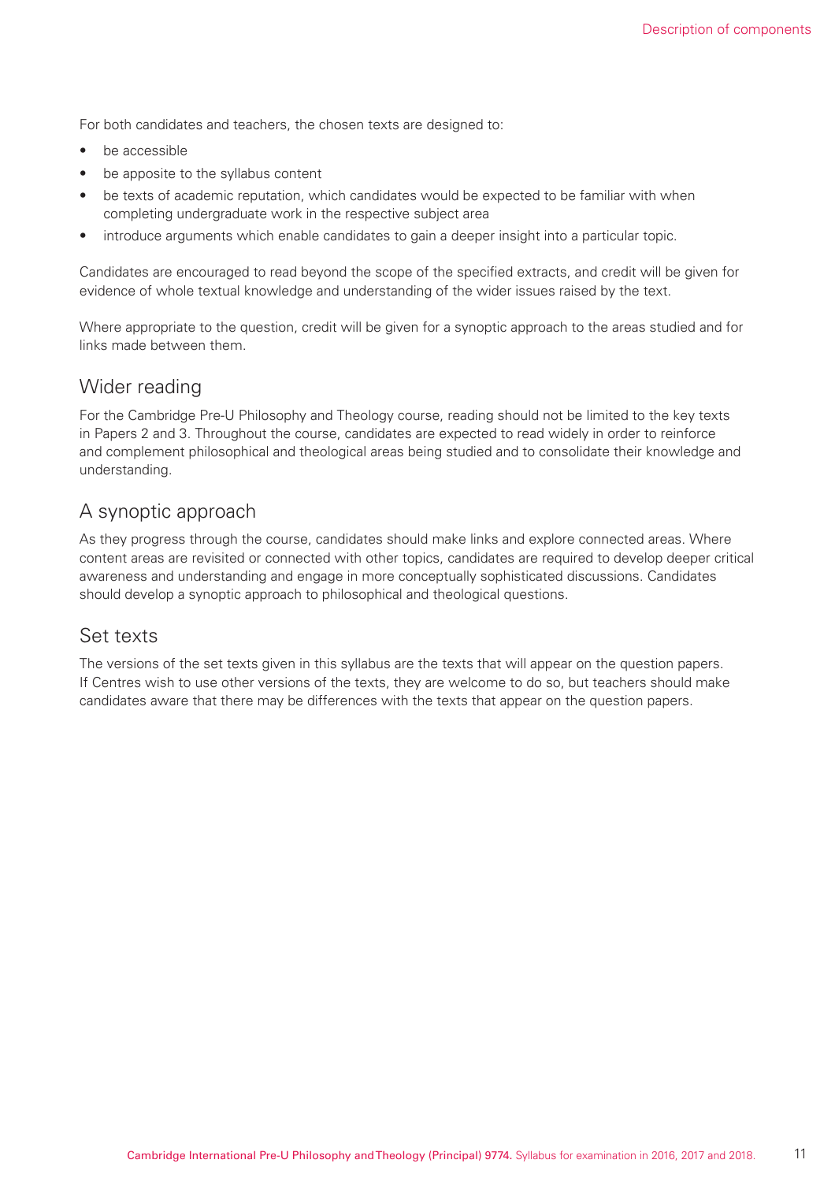For both candidates and teachers, the chosen texts are designed to:

- be accessible
- be apposite to the syllabus content
- be texts of academic reputation, which candidates would be expected to be familiar with when completing undergraduate work in the respective subject area
- introduce arguments which enable candidates to gain a deeper insight into a particular topic.

Candidates are encouraged to read beyond the scope of the specified extracts, and credit will be given for evidence of whole textual knowledge and understanding of the wider issues raised by the text.

Where appropriate to the question, credit will be given for a synoptic approach to the areas studied and for links made between them.

## Wider reading

For the Cambridge Pre-U Philosophy and Theology course, reading should not be limited to the key texts in Papers 2 and 3. Throughout the course, candidates are expected to read widely in order to reinforce and complement philosophical and theological areas being studied and to consolidate their knowledge and understanding.

## A synoptic approach

As they progress through the course, candidates should make links and explore connected areas. Where content areas are revisited or connected with other topics, candidates are required to develop deeper critical awareness and understanding and engage in more conceptually sophisticated discussions. Candidates should develop a synoptic approach to philosophical and theological questions.

## Set texts

The versions of the set texts given in this syllabus are the texts that will appear on the question papers. If Centres wish to use other versions of the texts, they are welcome to do so, but teachers should make candidates aware that there may be differences with the texts that appear on the question papers.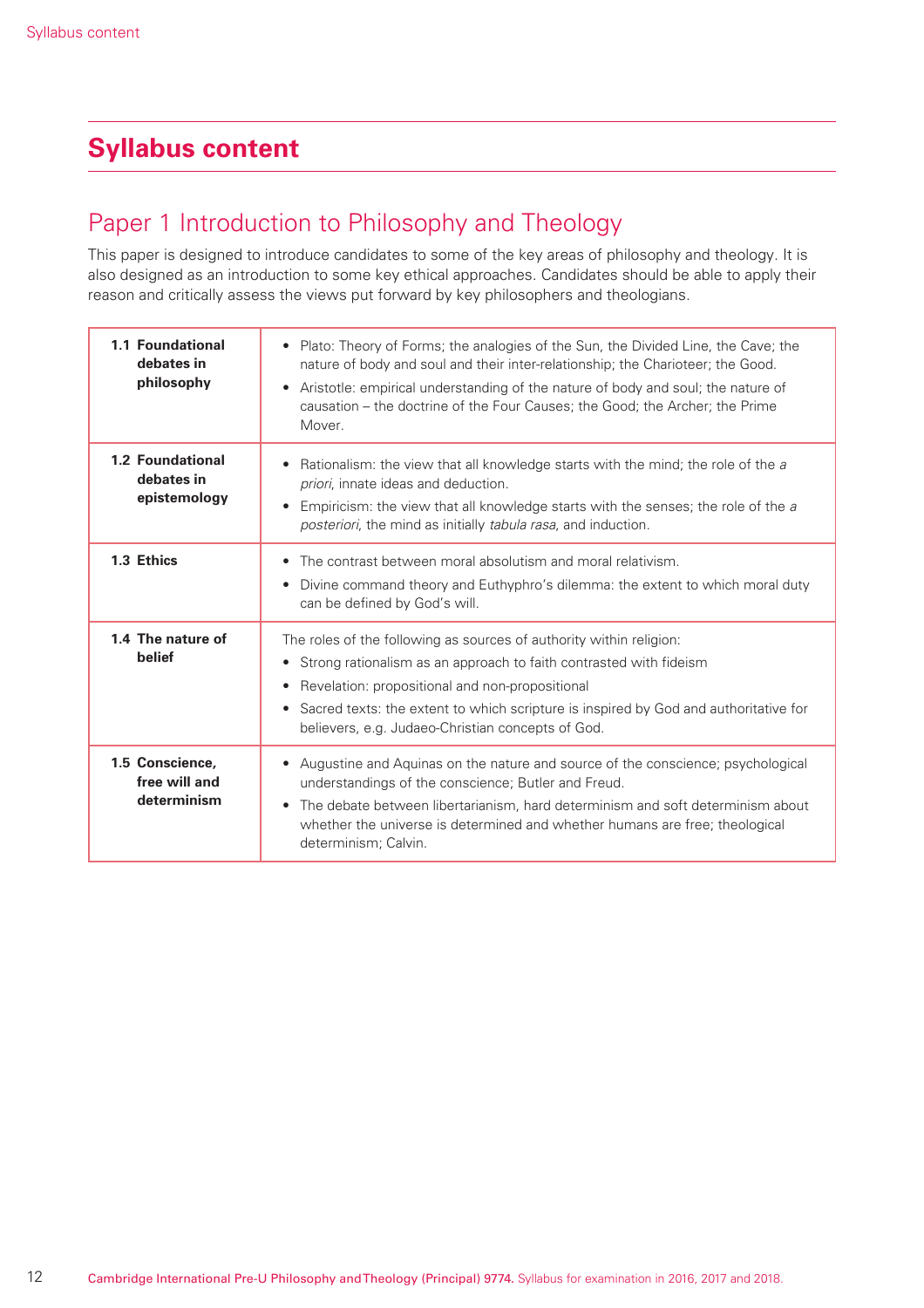# Syllabus content

## Paper 1 Introduction to Philosophy and Theology

This paper is designed to introduce candidates to some of the key areas of philosophy and theology. It is also designed as an introduction to some key ethical approaches. Candidates should be able to apply their reason and critically assess the views put forward by key philosophers and theologians.

| | |
|---|---|
| **1.1 Foundational debates in philosophy** | • Plato: Theory of Forms; the analogies of the Sun, the Divided Line, the Cave; the nature of body and soul and their inter-relationship; the Charioteer; the Good.<br>• Aristotle: empirical understanding of the nature of body and soul; the nature of causation – the doctrine of the Four Causes; the Good; the Archer; the Prime Mover. |
| **1.2 Foundational debates in epistemology** | • Rationalism: the view that all knowledge starts with the mind; the role of the *a priori*, innate ideas and deduction.<br>• Empiricism: the view that all knowledge starts with the senses; the role of the *a posteriori*, the mind as initially *tabula rasa*, and induction. |
| **1.3 Ethics** | • The contrast between moral absolutism and moral relativism.<br>• Divine command theory and Euthyphro's dilemma: the extent to which moral duty can be defined by God's will. |
| **1.4 The nature of belief** | The roles of the following as sources of authority within religion:<br>• Strong rationalism as an approach to faith contrasted with fideism<br>• Revelation: propositional and non-propositional<br>• Sacred texts: the extent to which scripture is inspired by God and authoritative for believers, e.g. Judaeo-Christian concepts of God. |
| **1.5 Conscience, free will and determinism** | • Augustine and Aquinas on the nature and source of the conscience; psychological understandings of the conscience; Butler and Freud.<br>• The debate between libertarianism, hard determinism and soft determinism about whether the universe is determined and whether humans are free; theological determinism; Calvin. |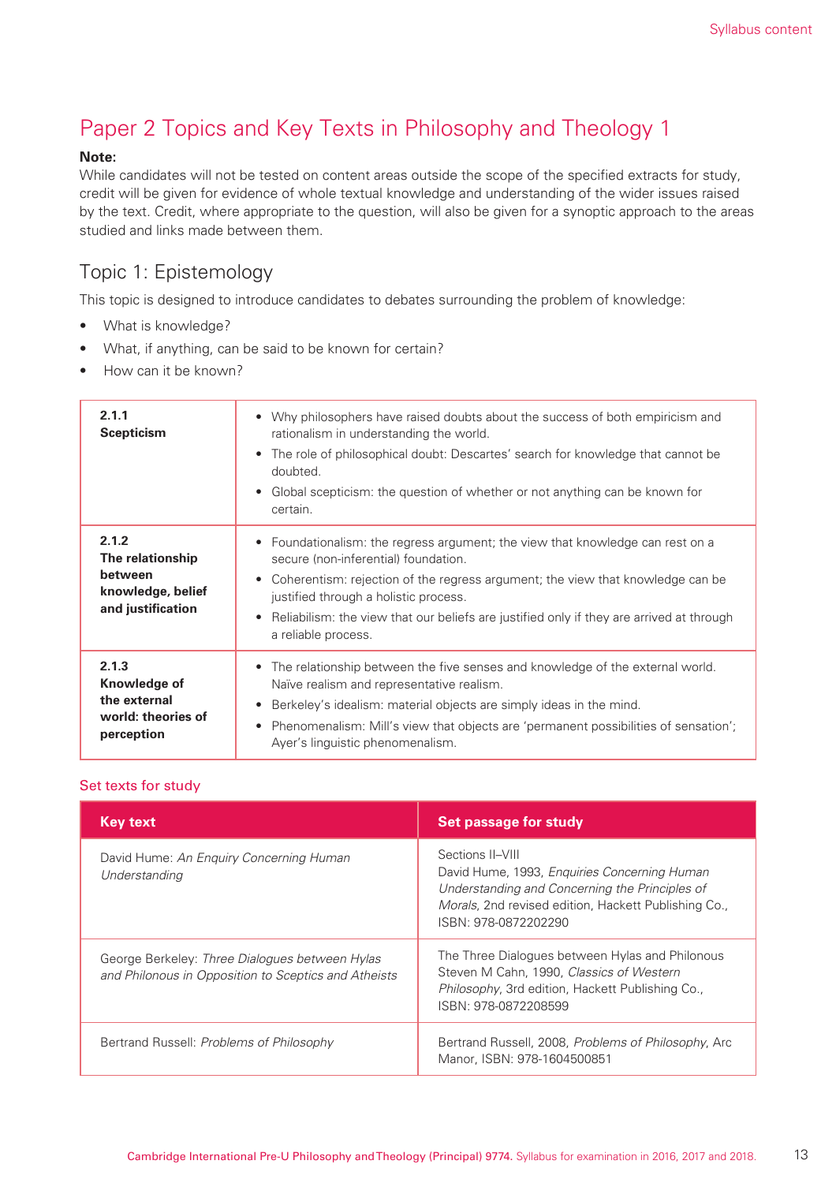# Paper 2 Topics and Key Texts in Philosophy and Theology 1

**Note:**
While candidates will not be tested on content areas outside the scope of the specified extracts for study, credit will be given for evidence of whole textual knowledge and understanding of the wider issues raised by the text. Credit, where appropriate to the question, will also be given for a synoptic approach to the areas studied and links made between them.

## Topic 1: Epistemology

This topic is designed to introduce candidates to debates surrounding the problem of knowledge:

- What is knowledge?
- What, if anything, can be said to be known for certain?
- How can it be known?

| | |
|---|---|
| **2.1.1 Scepticism** | • Why philosophers have raised doubts about the success of both empiricism and rationalism in understanding the world.<br>• The role of philosophical doubt: Descartes' search for knowledge that cannot be doubted.<br>• Global scepticism: the question of whether or not anything can be known for certain. |
| **2.1.2 The relationship between knowledge, belief and justification** | • Foundationalism: the regress argument; the view that knowledge can rest on a secure (non-inferential) foundation.<br>• Coherentism: rejection of the regress argument; the view that knowledge can be justified through a holistic process.<br>• Reliabilism: the view that our beliefs are justified only if they are arrived at through a reliable process. |
| **2.1.3 Knowledge of the external world: theories of perception** | • The relationship between the five senses and knowledge of the external world. Naïve realism and representative realism.<br>• Berkeley's idealism: material objects are simply ideas in the mind.<br>• Phenomenalism: Mill's view that objects are 'permanent possibilities of sensation'; Ayer's linguistic phenomenalism. |

### Set texts for study

| Key text | Set passage for study |
|---|---|
| David Hume: *An Enquiry Concerning Human Understanding* | Sections II–VIII<br>David Hume, 1993, *Enquiries Concerning Human Understanding and Concerning the Principles of Morals*, 2nd revised edition, Hackett Publishing Co., ISBN: 978-0872202290 |
| George Berkeley: *Three Dialogues between Hylas and Philonous in Opposition to Sceptics and Atheists* | The Three Dialogues between Hylas and Philonous<br>Steven M Cahn, 1990, *Classics of Western Philosophy*, 3rd edition, Hackett Publishing Co., ISBN: 978-0872208599 |
| Bertrand Russell: *Problems of Philosophy* | Bertrand Russell, 2008, *Problems of Philosophy*, Arc Manor, ISBN: 978-1604500851 |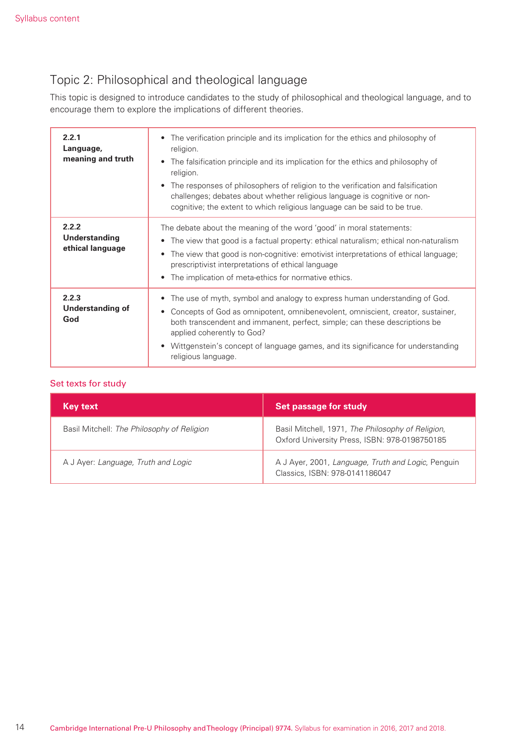## Topic 2: Philosophical and theological language

This topic is designed to introduce candidates to the study of philosophical and theological language, and to encourage them to explore the implications of different theories.

| | |
|---|---|
| **2.2.1 Language, meaning and truth** | • The verification principle and its implication for the ethics and philosophy of religion.<br>• The falsification principle and its implication for the ethics and philosophy of religion.<br>• The responses of philosophers of religion to the verification and falsification challenges; debates about whether religious language is cognitive or non-cognitive; the extent to which religious language can be said to be true. |
| **2.2.2 Understanding ethical language** | The debate about the meaning of the word 'good' in moral statements:<br>• The view that good is a factual property: ethical naturalism; ethical non-naturalism<br>• The view that good is non-cognitive: emotivist interpretations of ethical language; prescriptivist interpretations of ethical language<br>• The implication of meta-ethics for normative ethics. |
| **2.2.3 Understanding of God** | • The use of myth, symbol and analogy to express human understanding of God.<br>• Concepts of God as omnipotent, omnibenevolent, omniscient, creator, sustainer, both transcendent and immanent, perfect, simple; can these descriptions be applied coherently to God?<br>• Wittgenstein's concept of language games, and its significance for understanding religious language. |

### Set texts for study

| Key text | Set passage for study |
|---|---|
| Basil Mitchell: *The Philosophy of Religion* | Basil Mitchell, 1971, *The Philosophy of Religion*, Oxford University Press, ISBN: 978-0198750185 |
| A J Ayer: *Language, Truth and Logic* | A J Ayer, 2001, *Language, Truth and Logic*, Penguin Classics, ISBN: 978-0141186047 |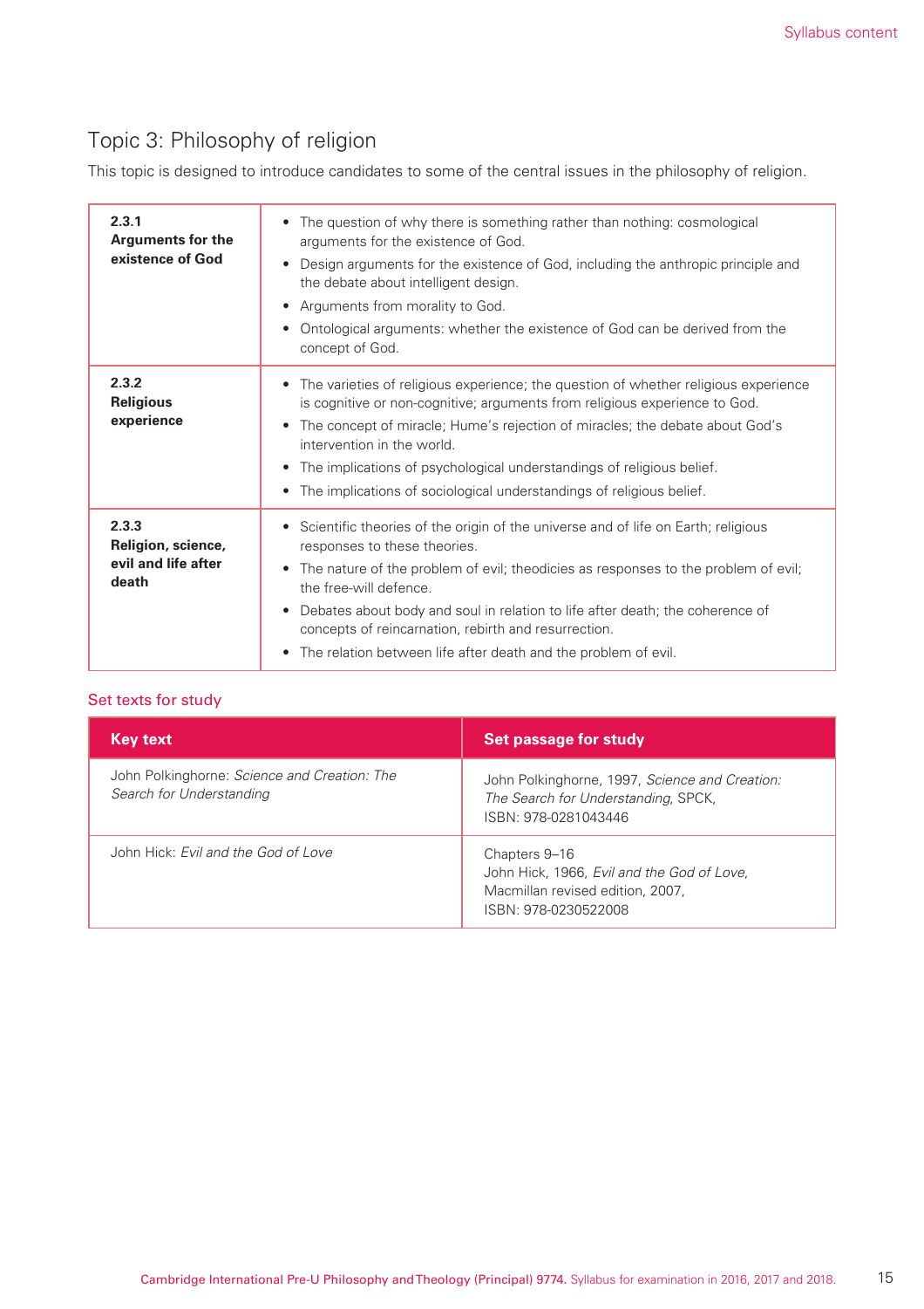## Topic 3: Philosophy of religion

This topic is designed to introduce candidates to some of the central issues in the philosophy of religion.

| | |
|---|---|
| **2.3.1**<br>**Arguments for the existence of God** | • The question of why there is something rather than nothing: cosmological arguments for the existence of God.<br>• Design arguments for the existence of God, including the anthropic principle and the debate about intelligent design.<br>• Arguments from morality to God.<br>• Ontological arguments: whether the existence of God can be derived from the concept of God. |
| **2.3.2**<br>**Religious experience** | • The varieties of religious experience; the question of whether religious experience is cognitive or non-cognitive; arguments from religious experience to God.<br>• The concept of miracle; Hume's rejection of miracles; the debate about God's intervention in the world.<br>• The implications of psychological understandings of religious belief.<br>• The implications of sociological understandings of religious belief. |
| **2.3.3**<br>**Religion, science, evil and life after death** | • Scientific theories of the origin of the universe and of life on Earth; religious responses to these theories.<br>• The nature of the problem of evil; theodicies as responses to the problem of evil; the free-will defence.<br>• Debates about body and soul in relation to life after death; the coherence of concepts of reincarnation, rebirth and resurrection.<br>• The relation between life after death and the problem of evil. |

### Set texts for study

| Key text | Set passage for study |
|---|---|
| John Polkinghorne: *Science and Creation: The Search for Understanding* | John Polkinghorne, 1997, *Science and Creation: The Search for Understanding*, SPCK,<br>ISBN: 978-0281043446 |
| John Hick: *Evil and the God of Love* | Chapters 9–16<br>John Hick, 1966, *Evil and the God of Love*,<br>Macmillan revised edition, 2007,<br>ISBN: 978-0230522008 |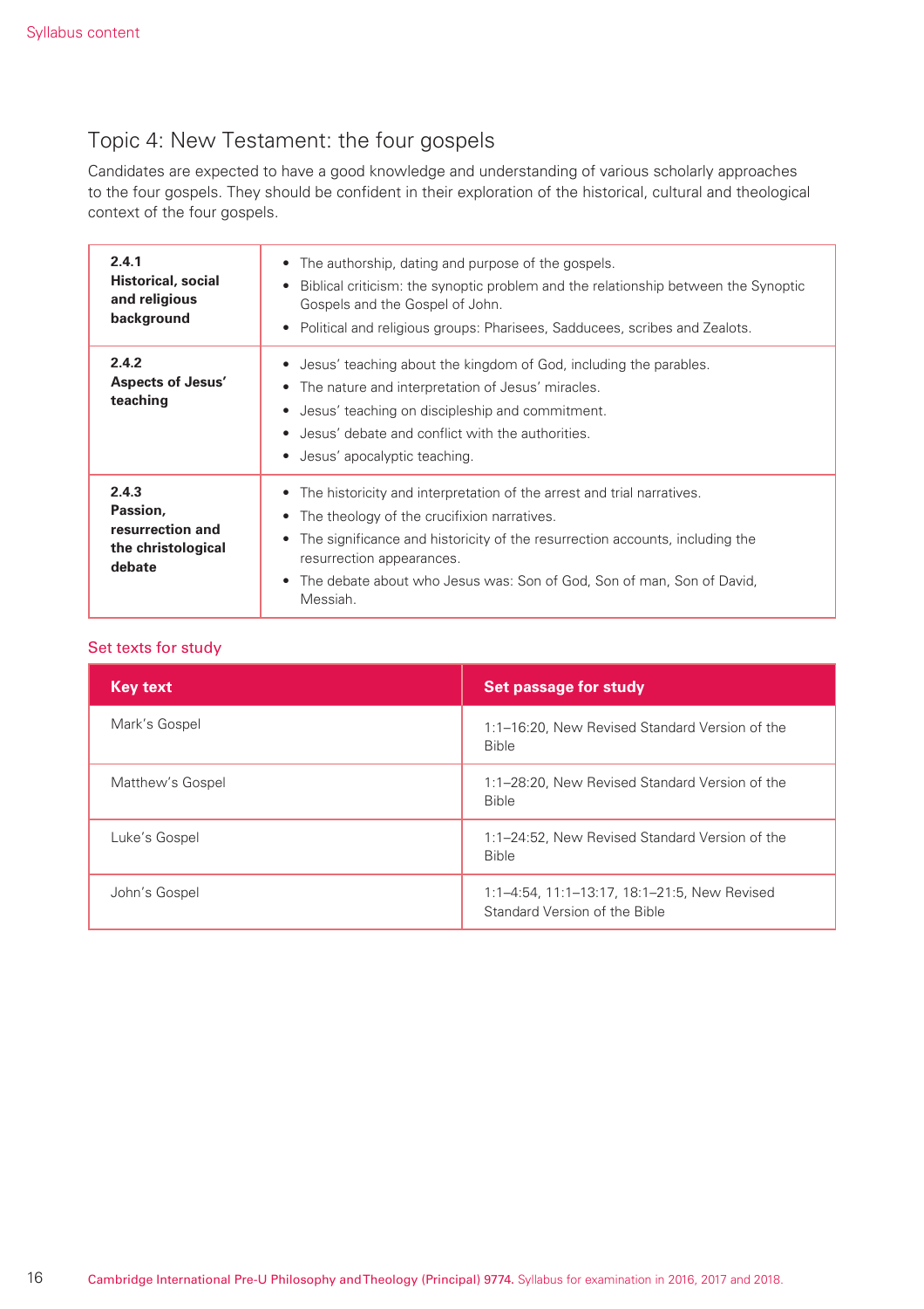## Topic 4: New Testament: the four gospels

Candidates are expected to have a good knowledge and understanding of various scholarly approaches to the four gospels. They should be confident in their exploration of the historical, cultural and theological context of the four gospels.

| | |
|---|---|
| **2.4.1 Historical, social and religious background** | • The authorship, dating and purpose of the gospels.<br>• Biblical criticism: the synoptic problem and the relationship between the Synoptic Gospels and the Gospel of John.<br>• Political and religious groups: Pharisees, Sadducees, scribes and Zealots. |
| **2.4.2 Aspects of Jesus' teaching** | • Jesus' teaching about the kingdom of God, including the parables.<br>• The nature and interpretation of Jesus' miracles.<br>• Jesus' teaching on discipleship and commitment.<br>• Jesus' debate and conflict with the authorities.<br>• Jesus' apocalyptic teaching. |
| **2.4.3 Passion, resurrection and the christological debate** | • The historicity and interpretation of the arrest and trial narratives.<br>• The theology of the crucifixion narratives.<br>• The significance and historicity of the resurrection accounts, including the resurrection appearances.<br>• The debate about who Jesus was: Son of God, Son of man, Son of David, Messiah. |

### Set texts for study

| Key text | Set passage for study |
|---|---|
| Mark's Gospel | 1:1–16:20, New Revised Standard Version of the Bible |
| Matthew's Gospel | 1:1–28:20, New Revised Standard Version of the Bible |
| Luke's Gospel | 1:1–24:52, New Revised Standard Version of the Bible |
| John's Gospel | 1:1–4:54, 11:1–13:17, 18:1–21:5, New Revised Standard Version of the Bible |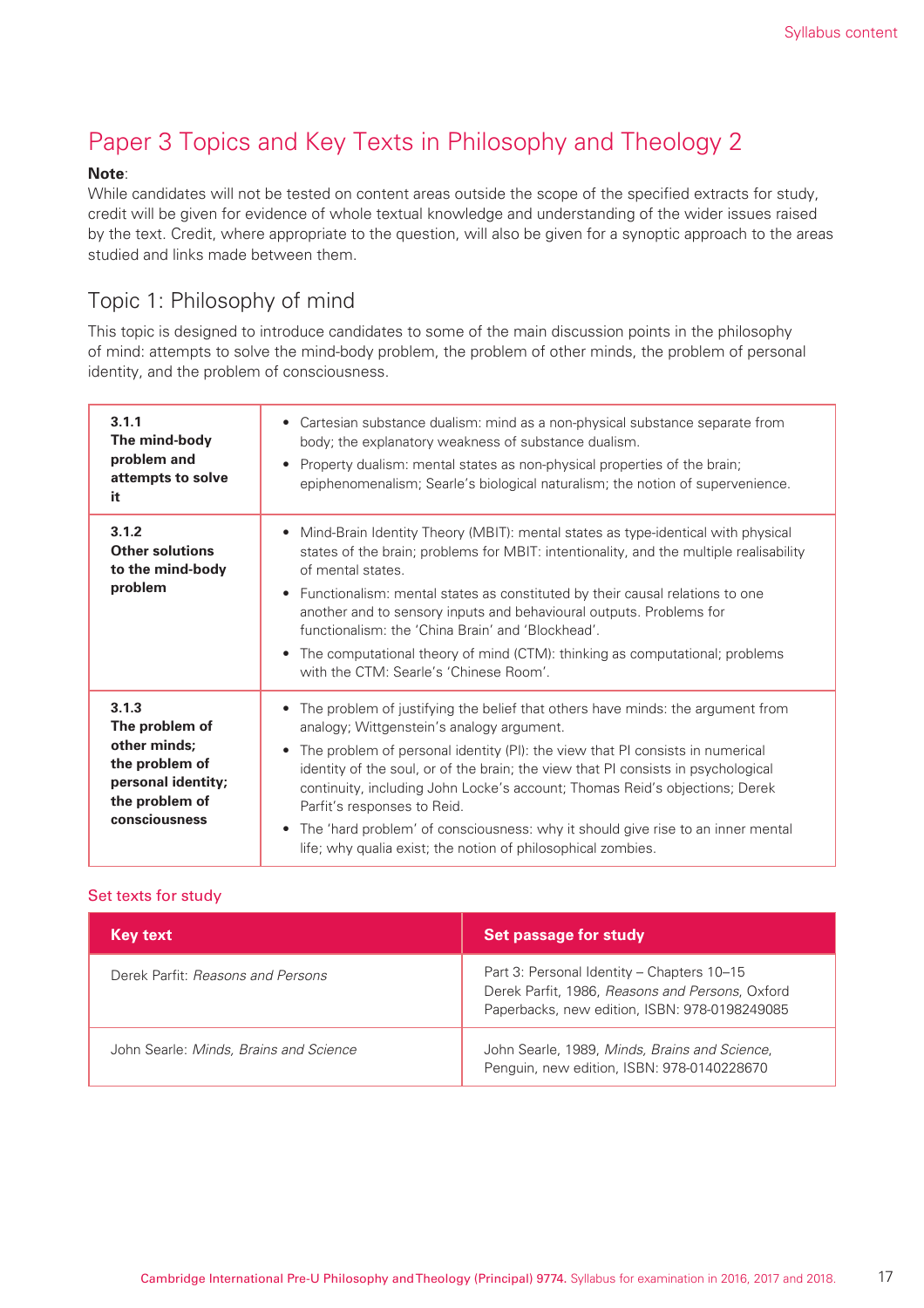# Paper 3 Topics and Key Texts in Philosophy and Theology 2

**Note**:
While candidates will not be tested on content areas outside the scope of the specified extracts for study, credit will be given for evidence of whole textual knowledge and understanding of the wider issues raised by the text. Credit, where appropriate to the question, will also be given for a synoptic approach to the areas studied and links made between them.

## Topic 1: Philosophy of mind

This topic is designed to introduce candidates to some of the main discussion points in the philosophy of mind: attempts to solve the mind-body problem, the problem of other minds, the problem of personal identity, and the problem of consciousness.

| | |
|---|---|
| **3.1.1 The mind-body problem and attempts to solve it** | • Cartesian substance dualism: mind as a non-physical substance separate from body; the explanatory weakness of substance dualism.<br>• Property dualism: mental states as non-physical properties of the brain; epiphenomenalism; Searle's biological naturalism; the notion of supervenience. |
| **3.1.2 Other solutions to the mind-body problem** | • Mind-Brain Identity Theory (MBIT): mental states as type-identical with physical states of the brain; problems for MBIT: intentionality, and the multiple realisability of mental states.<br>• Functionalism: mental states as constituted by their causal relations to one another and to sensory inputs and behavioural outputs. Problems for functionalism: the 'China Brain' and 'Blockhead'.<br>• The computational theory of mind (CTM): thinking as computational; problems with the CTM: Searle's 'Chinese Room'. |
| **3.1.3 The problem of other minds; the problem of personal identity; the problem of consciousness** | • The problem of justifying the belief that others have minds: the argument from analogy; Wittgenstein's analogy argument.<br>• The problem of personal identity (PI): the view that PI consists in numerical identity of the soul, or of the brain; the view that PI consists in psychological continuity, including John Locke's account; Thomas Reid's objections; Derek Parfit's responses to Reid.<br>• The 'hard problem' of consciousness: why it should give rise to an inner mental life; why qualia exist; the notion of philosophical zombies. |

### Set texts for study

| Key text | Set passage for study |
|---|---|
| Derek Parfit: *Reasons and Persons* | Part 3: Personal Identity – Chapters 10–15<br>Derek Parfit, 1986, *Reasons and Persons*, Oxford Paperbacks, new edition, ISBN: 978-0198249085 |
| John Searle: *Minds, Brains and Science* | John Searle, 1989, *Minds, Brains and Science*, Penguin, new edition, ISBN: 978-0140228670 |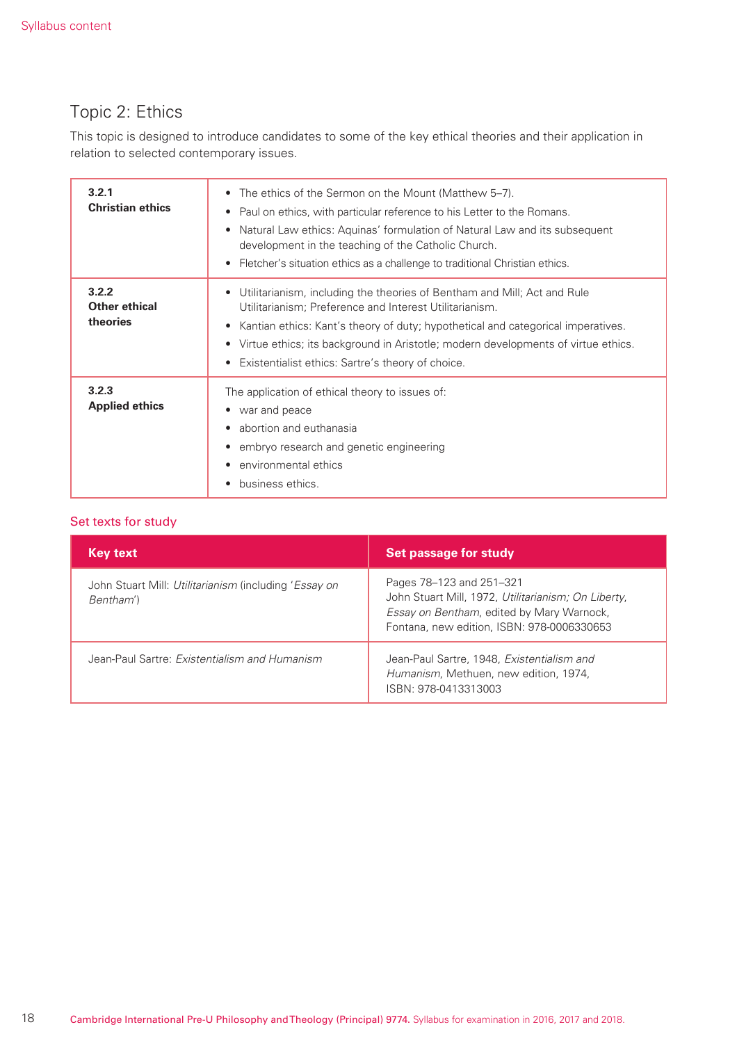## Topic 2: Ethics

This topic is designed to introduce candidates to some of the key ethical theories and their application in relation to selected contemporary issues.

| | |
|---|---|
| **3.2.1 Christian ethics** | • The ethics of the Sermon on the Mount (Matthew 5–7).<br>• Paul on ethics, with particular reference to his Letter to the Romans.<br>• Natural Law ethics: Aquinas' formulation of Natural Law and its subsequent development in the teaching of the Catholic Church.<br>• Fletcher's situation ethics as a challenge to traditional Christian ethics. |
| **3.2.2 Other ethical theories** | • Utilitarianism, including the theories of Bentham and Mill; Act and Rule Utilitarianism; Preference and Interest Utilitarianism.<br>• Kantian ethics: Kant's theory of duty; hypothetical and categorical imperatives.<br>• Virtue ethics; its background in Aristotle; modern developments of virtue ethics.<br>• Existentialist ethics: Sartre's theory of choice. |
| **3.2.3 Applied ethics** | The application of ethical theory to issues of:<br>• war and peace<br>• abortion and euthanasia<br>• embryo research and genetic engineering<br>• environmental ethics<br>• business ethics. |

### Set texts for study

| Key text | Set passage for study |
|---|---|
| John Stuart Mill: *Utilitarianism* (including '*Essay on Bentham*') | Pages 78–123 and 251–321<br>John Stuart Mill, 1972, *Utilitarianism; On Liberty*, *Essay on Bentham*, edited by Mary Warnock, Fontana, new edition, ISBN: 978-0006330653 |
| Jean-Paul Sartre: *Existentialism and Humanism* | Jean-Paul Sartre, 1948, *Existentialism and Humanism*, Methuen, new edition, 1974, ISBN: 978-0413313003 |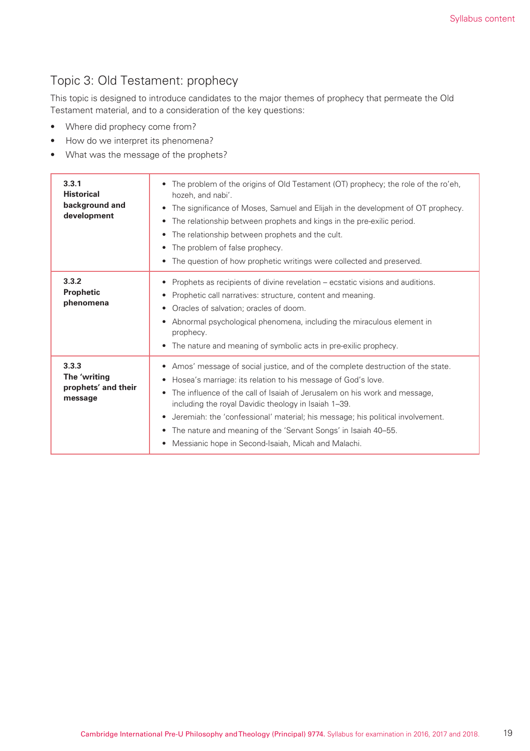## Topic 3: Old Testament: prophecy

This topic is designed to introduce candidates to the major themes of prophecy that permeate the Old Testament material, and to a consideration of the key questions:

- Where did prophecy come from?
- How do we interpret its phenomena?
- What was the message of the prophets?

| | |
|---|---|
| **3.3.1 Historical background and development** | • The problem of the origins of Old Testament (OT) prophecy; the role of the ro'eh, hozeh, and nabi'.<br>• The significance of Moses, Samuel and Elijah in the development of OT prophecy.<br>• The relationship between prophets and kings in the pre-exilic period.<br>• The relationship between prophets and the cult.<br>• The problem of false prophecy.<br>• The question of how prophetic writings were collected and preserved. |
| **3.3.2 Prophetic phenomena** | • Prophets as recipients of divine revelation – ecstatic visions and auditions.<br>• Prophetic call narratives: structure, content and meaning.<br>• Oracles of salvation; oracles of doom.<br>• Abnormal psychological phenomena, including the miraculous element in prophecy.<br>• The nature and meaning of symbolic acts in pre-exilic prophecy. |
| **3.3.3 The 'writing prophets' and their message** | • Amos' message of social justice, and of the complete destruction of the state.<br>• Hosea's marriage: its relation to his message of God's love.<br>• The influence of the call of Isaiah of Jerusalem on his work and message, including the royal Davidic theology in Isaiah 1–39.<br>• Jeremiah: the 'confessional' material; his message; his political involvement.<br>• The nature and meaning of the 'Servant Songs' in Isaiah 40–55.<br>• Messianic hope in Second-Isaiah, Micah and Malachi. |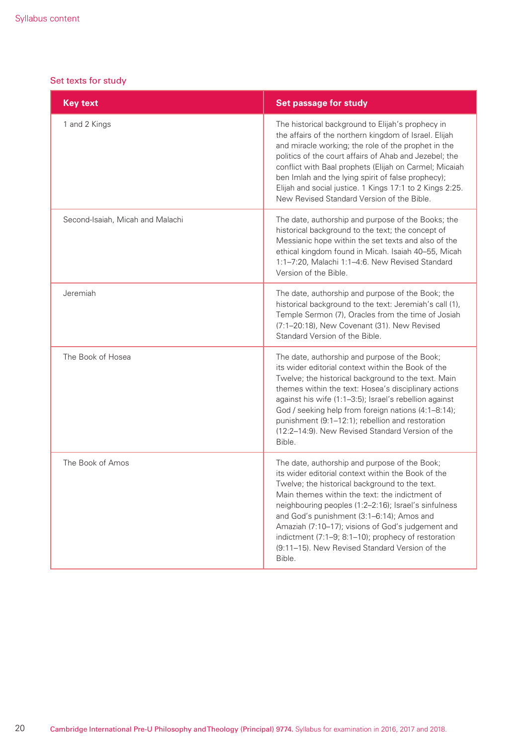## Set texts for study

| Key text | Set passage for study |
| --- | --- |
| 1 and 2 Kings | The historical background to Elijah's prophecy in the affairs of the northern kingdom of Israel. Elijah and miracle working; the role of the prophet in the politics of the court affairs of Ahab and Jezebel; the conflict with Baal prophets (Elijah on Carmel; Micaiah ben Imlah and the lying spirit of false prophecy); Elijah and social justice. 1 Kings 17:1 to 2 Kings 2:25. New Revised Standard Version of the Bible. |
| Second-Isaiah, Micah and Malachi | The date, authorship and purpose of the Books; the historical background to the text; the concept of Messianic hope within the set texts and also of the ethical kingdom found in Micah. Isaiah 40–55, Micah 1:1–7:20, Malachi 1:1–4:6. New Revised Standard Version of the Bible. |
| Jeremiah | The date, authorship and purpose of the Book; the historical background to the text: Jeremiah's call (1), Temple Sermon (7), Oracles from the time of Josiah (7:1–20:18), New Covenant (31). New Revised Standard Version of the Bible. |
| The Book of Hosea | The date, authorship and purpose of the Book; its wider editorial context within the Book of the Twelve; the historical background to the text. Main themes within the text: Hosea's disciplinary actions against his wife (1:1–3:5); Israel's rebellion against God / seeking help from foreign nations (4:1–8:14); punishment (9:1–12:1); rebellion and restoration (12:2–14:9). New Revised Standard Version of the Bible. |
| The Book of Amos | The date, authorship and purpose of the Book; its wider editorial context within the Book of the Twelve; the historical background to the text. Main themes within the text: the indictment of neighbouring peoples (1:2–2:16); Israel's sinfulness and God's punishment (3:1–6:14); Amos and Amaziah (7:10–17); visions of God's judgement and indictment (7:1–9; 8:1–10); prophecy of restoration (9:11–15). New Revised Standard Version of the Bible. |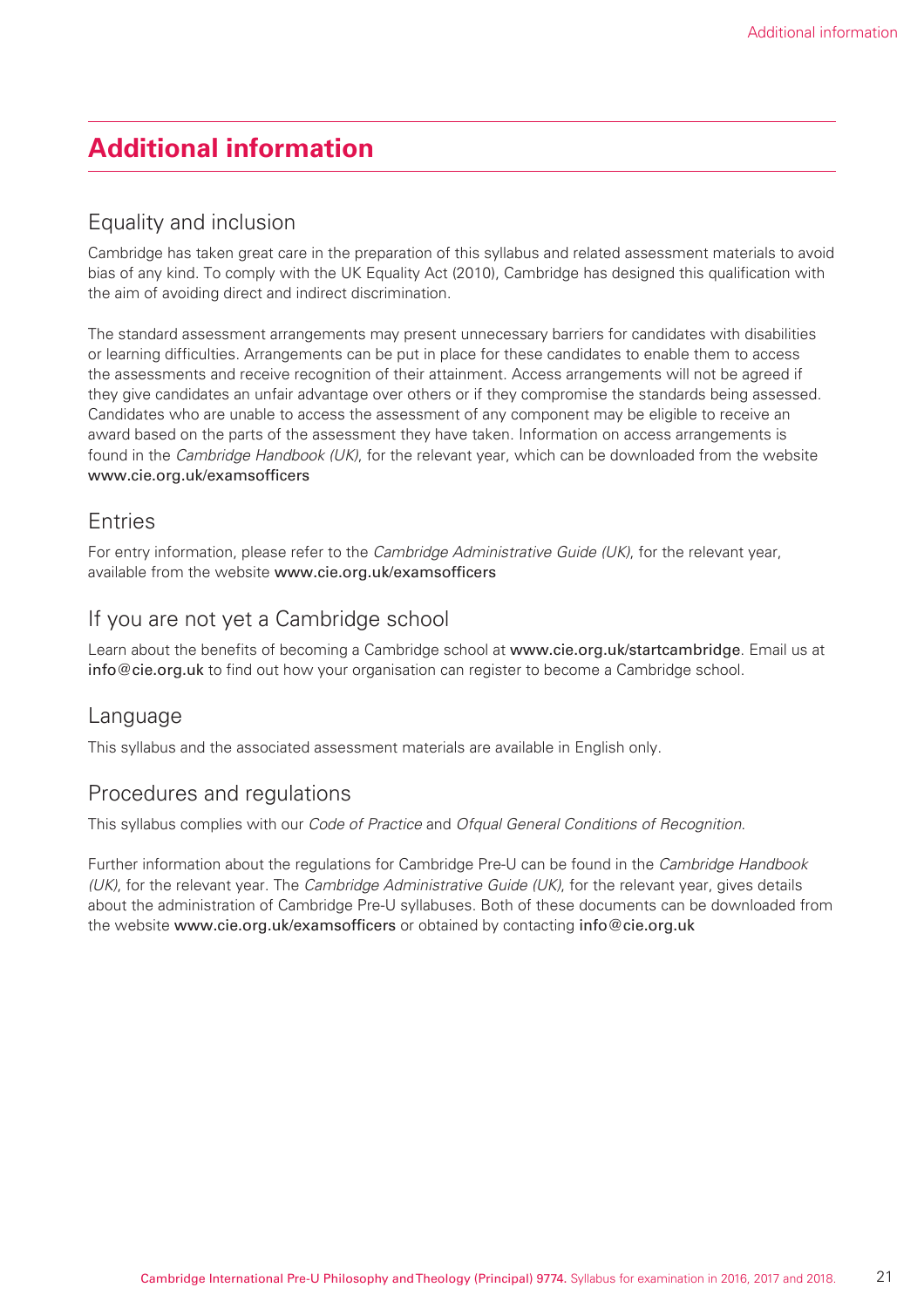# Additional information

## Equality and inclusion

Cambridge has taken great care in the preparation of this syllabus and related assessment materials to avoid bias of any kind. To comply with the UK Equality Act (2010), Cambridge has designed this qualification with the aim of avoiding direct and indirect discrimination.

The standard assessment arrangements may present unnecessary barriers for candidates with disabilities or learning difficulties. Arrangements can be put in place for these candidates to enable them to access the assessments and receive recognition of their attainment. Access arrangements will not be agreed if they give candidates an unfair advantage over others or if they compromise the standards being assessed. Candidates who are unable to access the assessment of any component may be eligible to receive an award based on the parts of the assessment they have taken. Information on access arrangements is found in the *Cambridge Handbook (UK)*, for the relevant year, which can be downloaded from the website www.cie.org.uk/examsofficers

## Entries

For entry information, please refer to the *Cambridge Administrative Guide (UK)*, for the relevant year, available from the website www.cie.org.uk/examsofficers

## If you are not yet a Cambridge school

Learn about the benefits of becoming a Cambridge school at www.cie.org.uk/startcambridge. Email us at info@cie.org.uk to find out how your organisation can register to become a Cambridge school.

## Language

This syllabus and the associated assessment materials are available in English only.

## Procedures and regulations

This syllabus complies with our *Code of Practice* and *Ofqual General Conditions of Recognition*.

Further information about the regulations for Cambridge Pre-U can be found in the *Cambridge Handbook (UK)*, for the relevant year. The *Cambridge Administrative Guide (UK)*, for the relevant year, gives details about the administration of Cambridge Pre-U syllabuses. Both of these documents can be downloaded from the website www.cie.org.uk/examsofficers or obtained by contacting info@cie.org.uk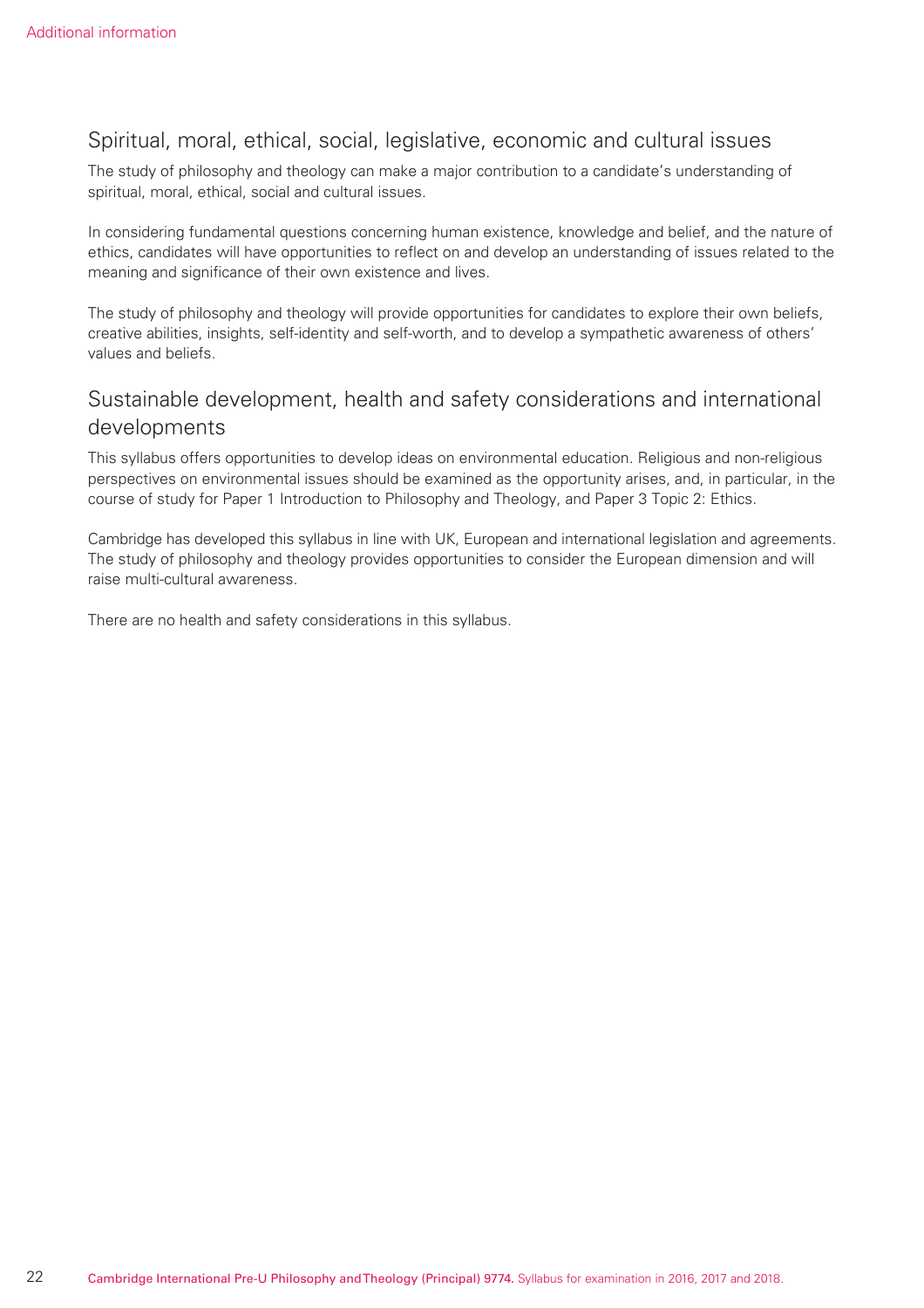## Spiritual, moral, ethical, social, legislative, economic and cultural issues

The study of philosophy and theology can make a major contribution to a candidate's understanding of spiritual, moral, ethical, social and cultural issues.

In considering fundamental questions concerning human existence, knowledge and belief, and the nature of ethics, candidates will have opportunities to reflect on and develop an understanding of issues related to the meaning and significance of their own existence and lives.

The study of philosophy and theology will provide opportunities for candidates to explore their own beliefs, creative abilities, insights, self-identity and self-worth, and to develop a sympathetic awareness of others' values and beliefs.

## Sustainable development, health and safety considerations and international developments

This syllabus offers opportunities to develop ideas on environmental education. Religious and non-religious perspectives on environmental issues should be examined as the opportunity arises, and, in particular, in the course of study for Paper 1 Introduction to Philosophy and Theology, and Paper 3 Topic 2: Ethics.

Cambridge has developed this syllabus in line with UK, European and international legislation and agreements. The study of philosophy and theology provides opportunities to consider the European dimension and will raise multi-cultural awareness.

There are no health and safety considerations in this syllabus.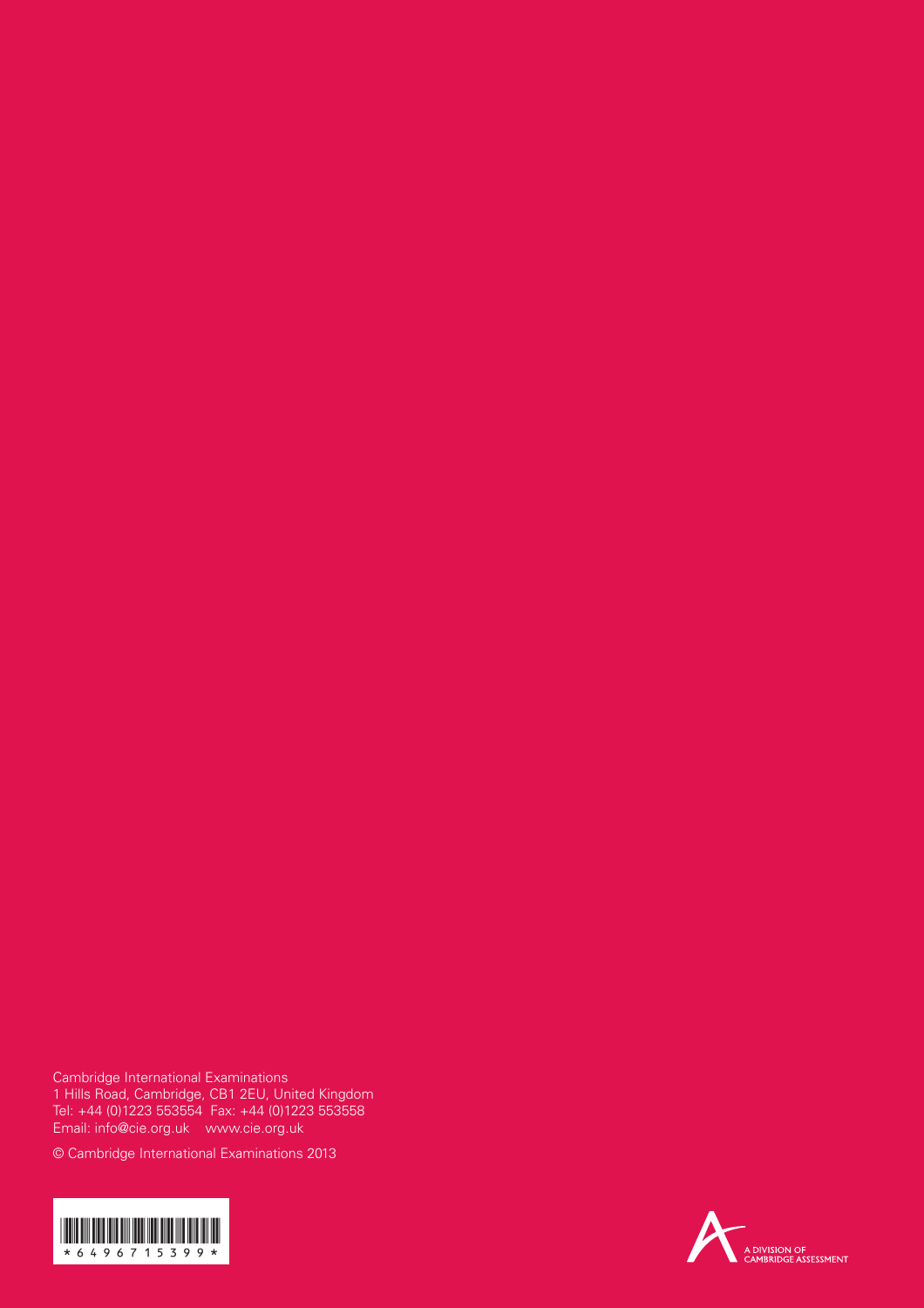Cambridge International Examinations
1 Hills Road, Cambridge, CB1 2EU, United Kingdom
Tel: +44 (0)1223 553554 Fax: +44 (0)1223 553558
Email: info@cie.org.uk www.cie.org.uk

© Cambridge International Examinations 2013

*6496715399*

A DIVISION OF
CAMBRIDGE ASSESSMENT